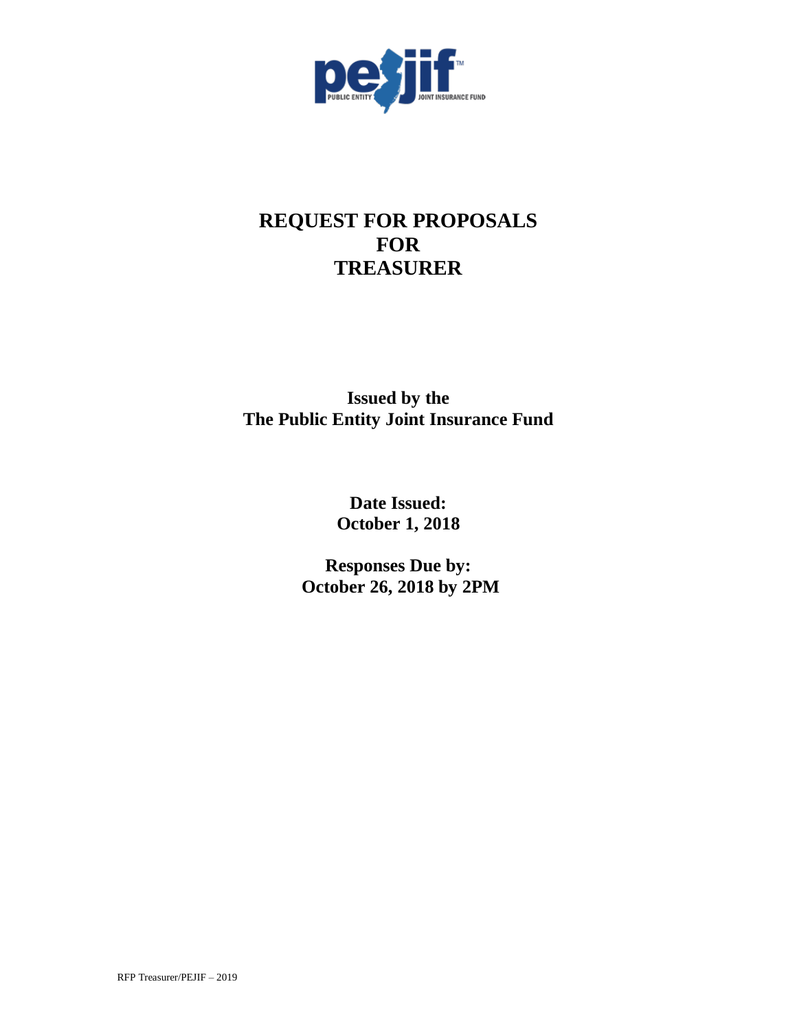# REQUEST FOR PROPOSALS FOR TREASURER

**Issued by the**
**The Public Entity Joint Insurance Fund**

**Date Issued:**
**October 1, 2018**

**Responses Due by:**
**October 26, 2018 by 2PM**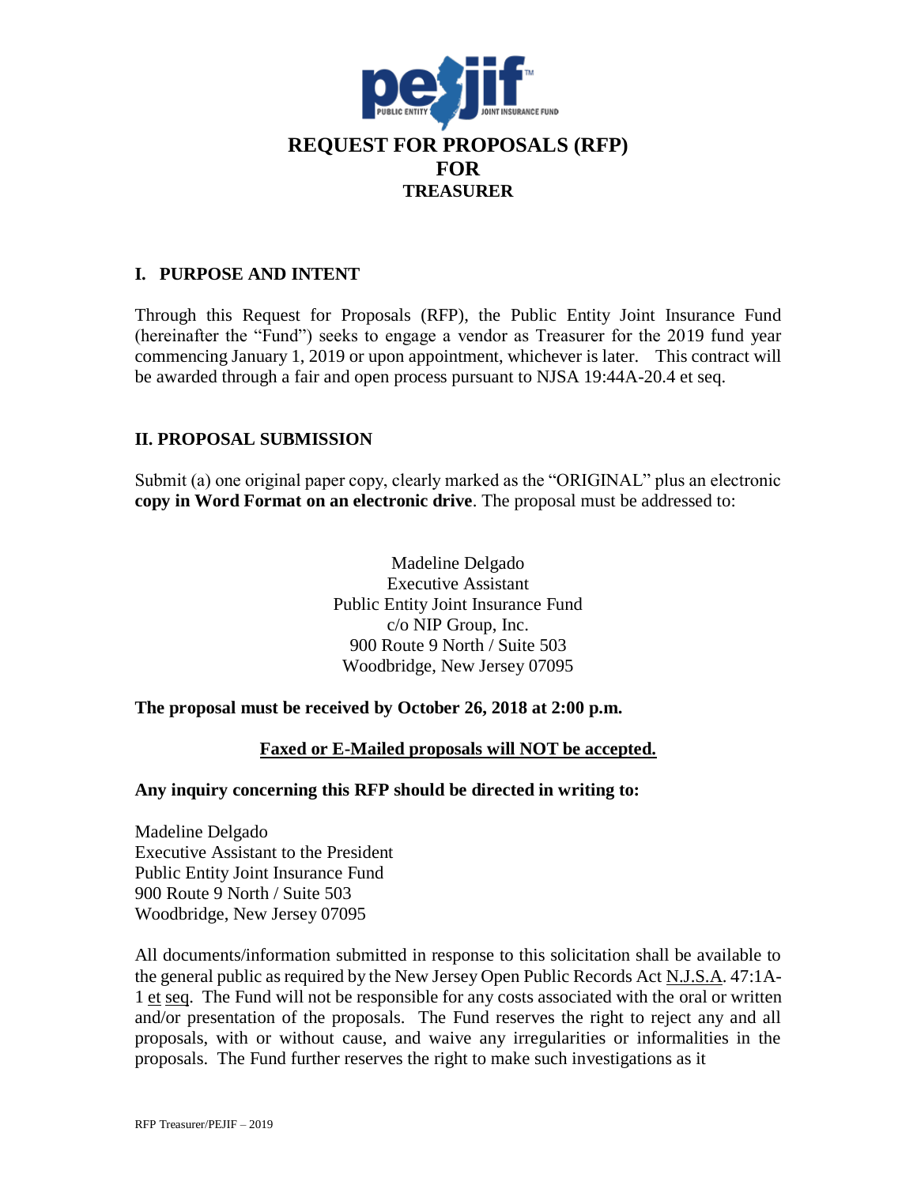# REQUEST FOR PROPOSALS (RFP)
# FOR
## TREASURER

### I. PURPOSE AND INTENT

Through this Request for Proposals (RFP), the Public Entity Joint Insurance Fund (hereinafter the "Fund") seeks to engage a vendor as Treasurer for the 2019 fund year commencing January 1, 2019 or upon appointment, whichever is later. This contract will be awarded through a fair and open process pursuant to NJSA 19:44A-20.4 et seq.

### II. PROPOSAL SUBMISSION

Submit (a) one original paper copy, clearly marked as the "ORIGINAL" plus an electronic **copy in Word Format on an electronic drive**. The proposal must be addressed to:

Madeline Delgado
Executive Assistant
Public Entity Joint Insurance Fund
c/o NIP Group, Inc.
900 Route 9 North / Suite 503
Woodbridge, New Jersey 07095

**The proposal must be received by October 26, 2018 at 2:00 p.m.**

**Faxed or E-Mailed proposals will NOT be accepted.**

**Any inquiry concerning this RFP should be directed in writing to:**

Madeline Delgado
Executive Assistant to the President
Public Entity Joint Insurance Fund
900 Route 9 North / Suite 503
Woodbridge, New Jersey 07095

All documents/information submitted in response to this solicitation shall be available to the general public as required by the New Jersey Open Public Records Act N.J.S.A. 47:1A-1 et seq. The Fund will not be responsible for any costs associated with the oral or written and/or presentation of the proposals. The Fund reserves the right to reject any and all proposals, with or without cause, and waive any irregularities or informalities in the proposals. The Fund further reserves the right to make such investigations as it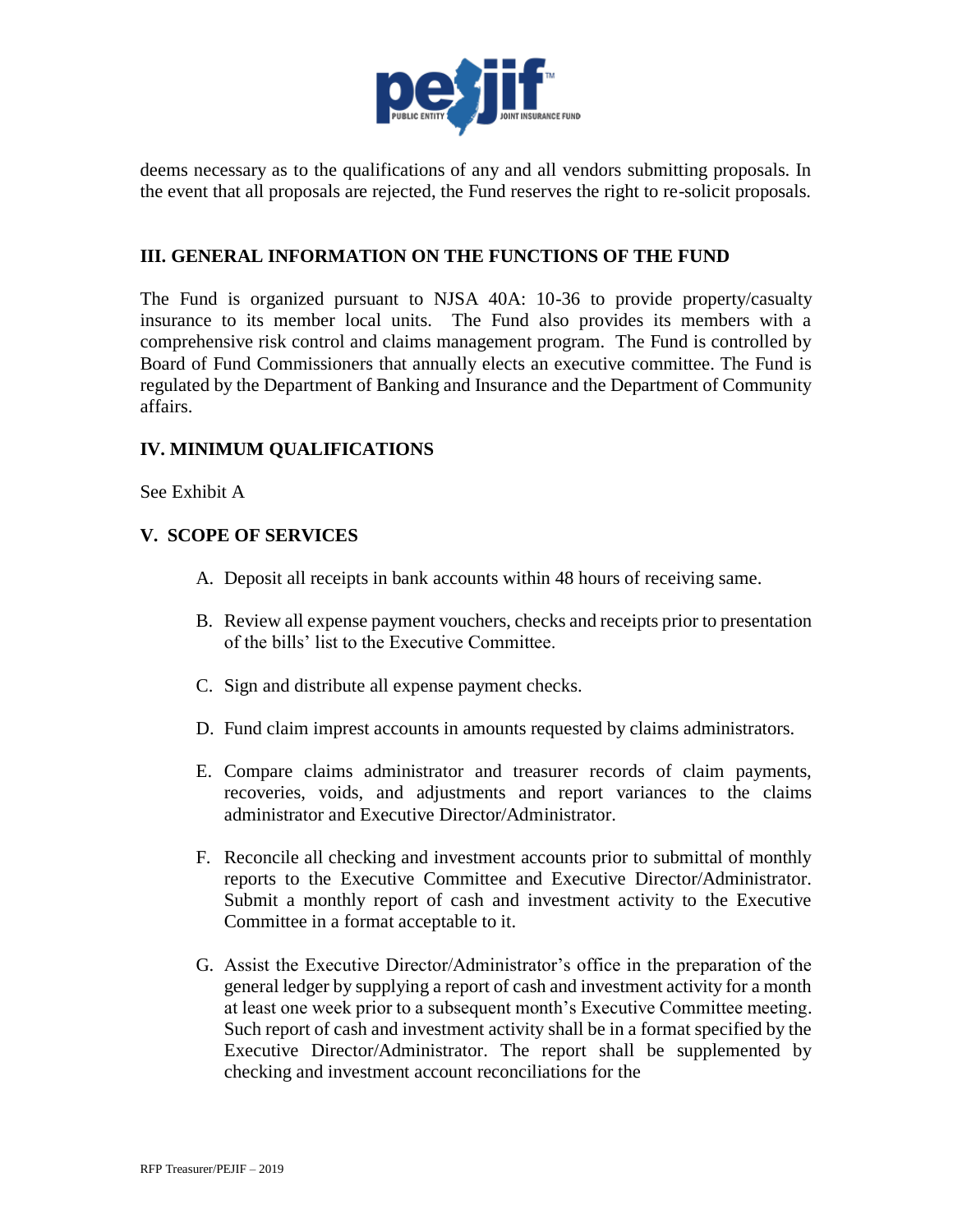deems necessary as to the qualifications of any and all vendors submitting proposals. In the event that all proposals are rejected, the Fund reserves the right to re-solicit proposals.

## III. GENERAL INFORMATION ON THE FUNCTIONS OF THE FUND

The Fund is organized pursuant to NJSA 40A: 10-36 to provide property/casualty insurance to its member local units. The Fund also provides its members with a comprehensive risk control and claims management program. The Fund is controlled by Board of Fund Commissioners that annually elects an executive committee. The Fund is regulated by the Department of Banking and Insurance and the Department of Community affairs.

## IV. MINIMUM QUALIFICATIONS

See Exhibit A

## V. SCOPE OF SERVICES

A. Deposit all receipts in bank accounts within 48 hours of receiving same.

B. Review all expense payment vouchers, checks and receipts prior to presentation of the bills' list to the Executive Committee.

C. Sign and distribute all expense payment checks.

D. Fund claim imprest accounts in amounts requested by claims administrators.

E. Compare claims administrator and treasurer records of claim payments, recoveries, voids, and adjustments and report variances to the claims administrator and Executive Director/Administrator.

F. Reconcile all checking and investment accounts prior to submittal of monthly reports to the Executive Committee and Executive Director/Administrator. Submit a monthly report of cash and investment activity to the Executive Committee in a format acceptable to it.

G. Assist the Executive Director/Administrator's office in the preparation of the general ledger by supplying a report of cash and investment activity for a month at least one week prior to a subsequent month's Executive Committee meeting. Such report of cash and investment activity shall be in a format specified by the Executive Director/Administrator. The report shall be supplemented by checking and investment account reconciliations for the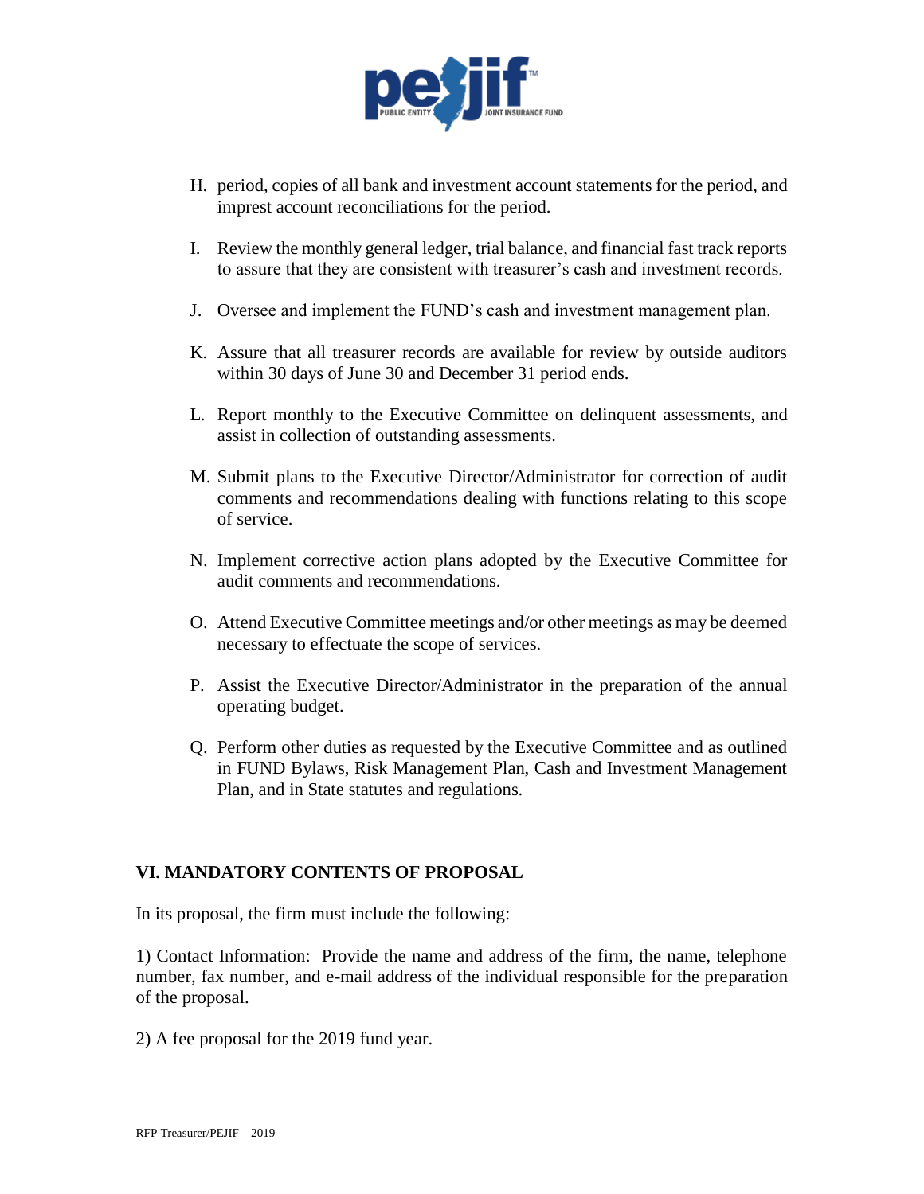H. period, copies of all bank and investment account statements for the period, and imprest account reconciliations for the period.

I. Review the monthly general ledger, trial balance, and financial fast track reports to assure that they are consistent with treasurer's cash and investment records.

J. Oversee and implement the FUND's cash and investment management plan.

K. Assure that all treasurer records are available for review by outside auditors within 30 days of June 30 and December 31 period ends.

L. Report monthly to the Executive Committee on delinquent assessments, and assist in collection of outstanding assessments.

M. Submit plans to the Executive Director/Administrator for correction of audit comments and recommendations dealing with functions relating to this scope of service.

N. Implement corrective action plans adopted by the Executive Committee for audit comments and recommendations.

O. Attend Executive Committee meetings and/or other meetings as may be deemed necessary to effectuate the scope of services.

P. Assist the Executive Director/Administrator in the preparation of the annual operating budget.

Q. Perform other duties as requested by the Executive Committee and as outlined in FUND Bylaws, Risk Management Plan, Cash and Investment Management Plan, and in State statutes and regulations.

## VI. MANDATORY CONTENTS OF PROPOSAL

In its proposal, the firm must include the following:

1) Contact Information: Provide the name and address of the firm, the name, telephone number, fax number, and e-mail address of the individual responsible for the preparation of the proposal.

2) A fee proposal for the 2019 fund year.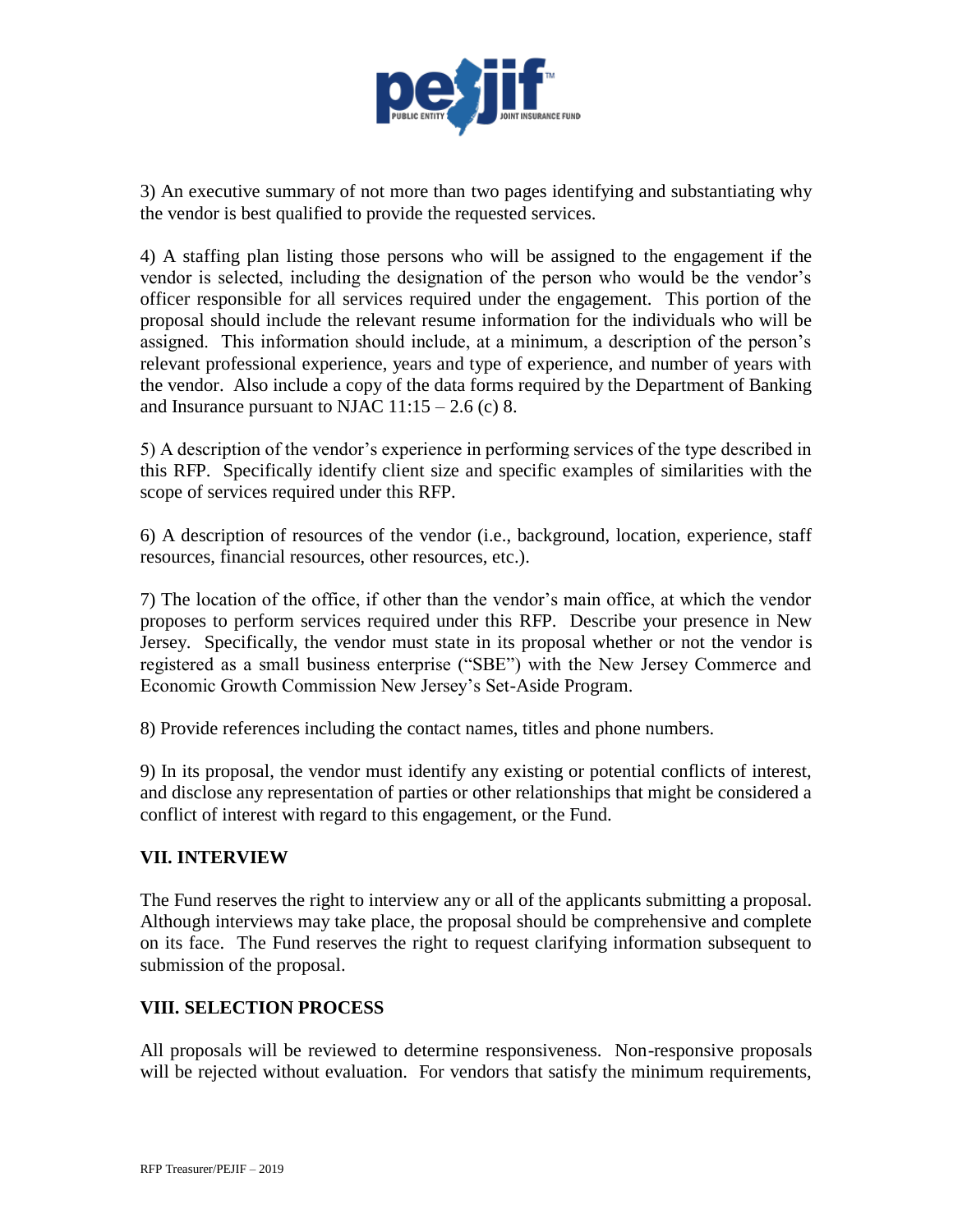3) An executive summary of not more than two pages identifying and substantiating why the vendor is best qualified to provide the requested services.

4) A staffing plan listing those persons who will be assigned to the engagement if the vendor is selected, including the designation of the person who would be the vendor's officer responsible for all services required under the engagement. This portion of the proposal should include the relevant resume information for the individuals who will be assigned. This information should include, at a minimum, a description of the person's relevant professional experience, years and type of experience, and number of years with the vendor. Also include a copy of the data forms required by the Department of Banking and Insurance pursuant to NJAC 11:15 – 2.6 (c) 8.

5) A description of the vendor's experience in performing services of the type described in this RFP. Specifically identify client size and specific examples of similarities with the scope of services required under this RFP.

6) A description of resources of the vendor (i.e., background, location, experience, staff resources, financial resources, other resources, etc.).

7) The location of the office, if other than the vendor's main office, at which the vendor proposes to perform services required under this RFP. Describe your presence in New Jersey. Specifically, the vendor must state in its proposal whether or not the vendor is registered as a small business enterprise ("SBE") with the New Jersey Commerce and Economic Growth Commission New Jersey's Set-Aside Program.

8) Provide references including the contact names, titles and phone numbers.

9) In its proposal, the vendor must identify any existing or potential conflicts of interest, and disclose any representation of parties or other relationships that might be considered a conflict of interest with regard to this engagement, or the Fund.

## VII. INTERVIEW

The Fund reserves the right to interview any or all of the applicants submitting a proposal. Although interviews may take place, the proposal should be comprehensive and complete on its face. The Fund reserves the right to request clarifying information subsequent to submission of the proposal.

## VIII. SELECTION PROCESS

All proposals will be reviewed to determine responsiveness. Non-responsive proposals will be rejected without evaluation. For vendors that satisfy the minimum requirements,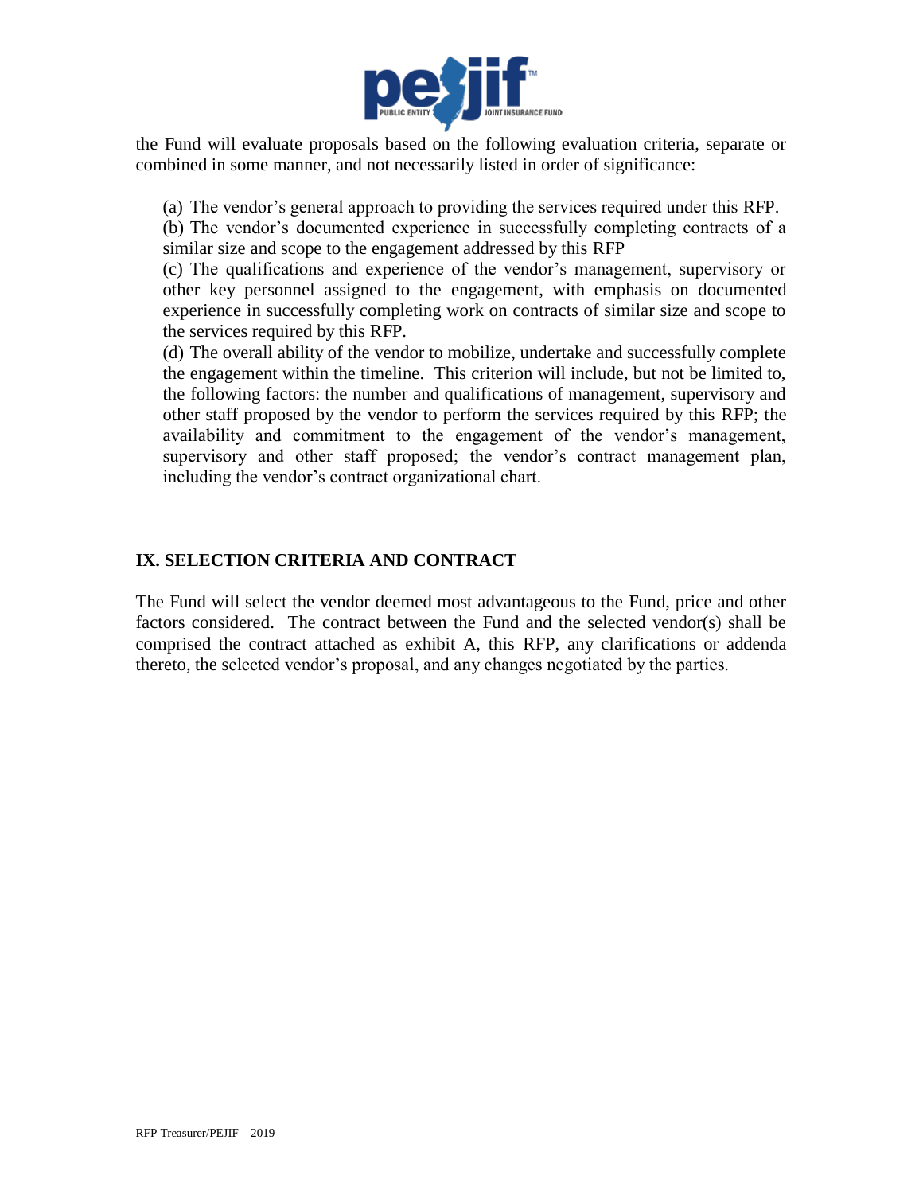the Fund will evaluate proposals based on the following evaluation criteria, separate or combined in some manner, and not necessarily listed in order of significance:

(a) The vendor's general approach to providing the services required under this RFP.
(b) The vendor's documented experience in successfully completing contracts of a similar size and scope to the engagement addressed by this RFP
(c) The qualifications and experience of the vendor's management, supervisory or other key personnel assigned to the engagement, with emphasis on documented experience in successfully completing work on contracts of similar size and scope to the services required by this RFP.
(d) The overall ability of the vendor to mobilize, undertake and successfully complete the engagement within the timeline. This criterion will include, but not be limited to, the following factors: the number and qualifications of management, supervisory and other staff proposed by the vendor to perform the services required by this RFP; the availability and commitment to the engagement of the vendor's management, supervisory and other staff proposed; the vendor's contract management plan, including the vendor's contract organizational chart.

## IX. SELECTION CRITERIA AND CONTRACT

The Fund will select the vendor deemed most advantageous to the Fund, price and other factors considered. The contract between the Fund and the selected vendor(s) shall be comprised the contract attached as exhibit A, this RFP, any clarifications or addenda thereto, the selected vendor's proposal, and any changes negotiated by the parties.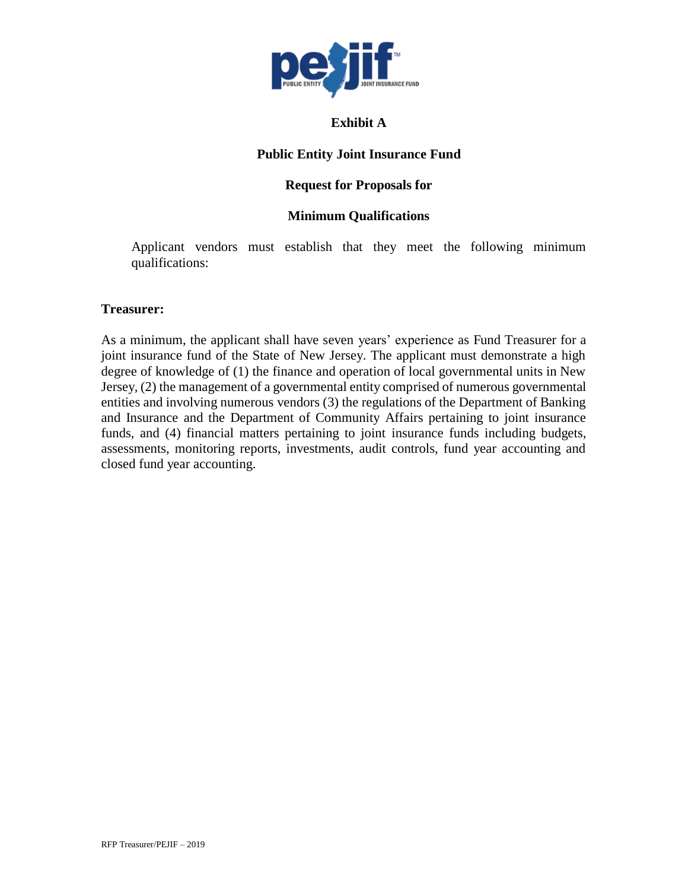# Exhibit A

## Public Entity Joint Insurance Fund

## Request for Proposals for

## Minimum Qualifications

Applicant vendors must establish that they meet the following minimum qualifications:

**Treasurer:**

As a minimum, the applicant shall have seven years' experience as Fund Treasurer for a joint insurance fund of the State of New Jersey. The applicant must demonstrate a high degree of knowledge of (1) the finance and operation of local governmental units in New Jersey, (2) the management of a governmental entity comprised of numerous governmental entities and involving numerous vendors (3) the regulations of the Department of Banking and Insurance and the Department of Community Affairs pertaining to joint insurance funds, and (4) financial matters pertaining to joint insurance funds including budgets, assessments, monitoring reports, investments, audit controls, fund year accounting and closed fund year accounting.